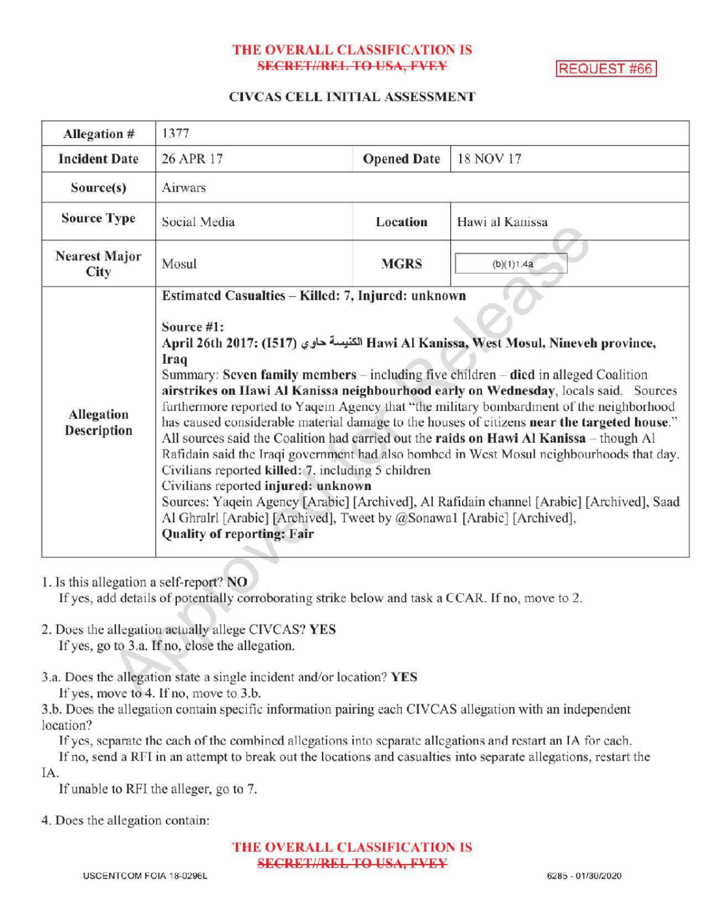THE OVERALL CLASSIFICATION IS
~~SECRET//REL TO USA, FVEY~~

REQUEST #66

## CIVCAS CELL INITIAL ASSESSMENT

| Allegation # | 1377 | | |
|---|---|---|---|
| Incident Date | 26 APR 17 | Opened Date | 18 NOV 17 |
| Source(s) | Airwars | | |
| Source Type | Social Media | Location | Hawi al Kanissa |
| Nearest Major City | Mosul | MGRS | (b)(1)1.4a |
| Allegation Description | **Estimated Casualties – Killed: 7, Injured: unknown**<br><br>**Source #1:**<br>**April 26th 2017: (I517) حاوي الكنيسة Hawi Al Kanissa, West Mosul, Nineveh province, Iraq**<br>Summary: **Seven family members** – including five children – **died** in alleged Coalition **airstrikes on Hawi Al Kanissa neighbourhood early on Wednesday**, locals said. Sources furthermore reported to Yaqein Agency that "the military bombardment of the neighborhood has caused considerable material damage to the houses of citizens **near the targeted house**." All sources said the Coalition had carried out the **raids on Hawi Al Kanissa** – though Al Rafidain said the Iraqi government had also bombed in West Mosul neighbourhoods that day.<br>Civilians reported **killed:** 7, including 5 children<br>Civilians reported **injured: unknown**<br>Sources: Yaqein Agency [Arabic] [Archived], Al Rafidain channel [Arabic] [Archived], Saad Al Ghralrl [Arabic] [Archived], Tweet by @Sonawa1 [Arabic] [Archived],<br>**Quality of reporting: Fair** | | |

1. Is this allegation a self-report? **NO**
   If yes, add details of potentially corroborating strike below and task a CCAR. If no, move to 2.

2. Does the allegation actually allege CIVCAS? **YES**
   If yes, go to 3.a. If no, close the allegation.

3.a. Does the allegation state a single incident and/or location? **YES**
   If yes, move to 4. If no, move to 3.b.

3.b. Does the allegation contain specific information pairing each CIVCAS allegation with an independent location?
   If yes, separate the each of the combined allegations into separate allegations and restart an IA for each.
   If no, send a RFI in an attempt to break out the locations and casualties into separate allegations, restart the IA.
   If unable to RFI the alleger, go to 7.

4. Does the allegation contain:

THE OVERALL CLASSIFICATION IS
~~SECRET//REL TO USA, FVEY~~

USCENTCOM FOIA 18-0296L

6285 - 01/30/2020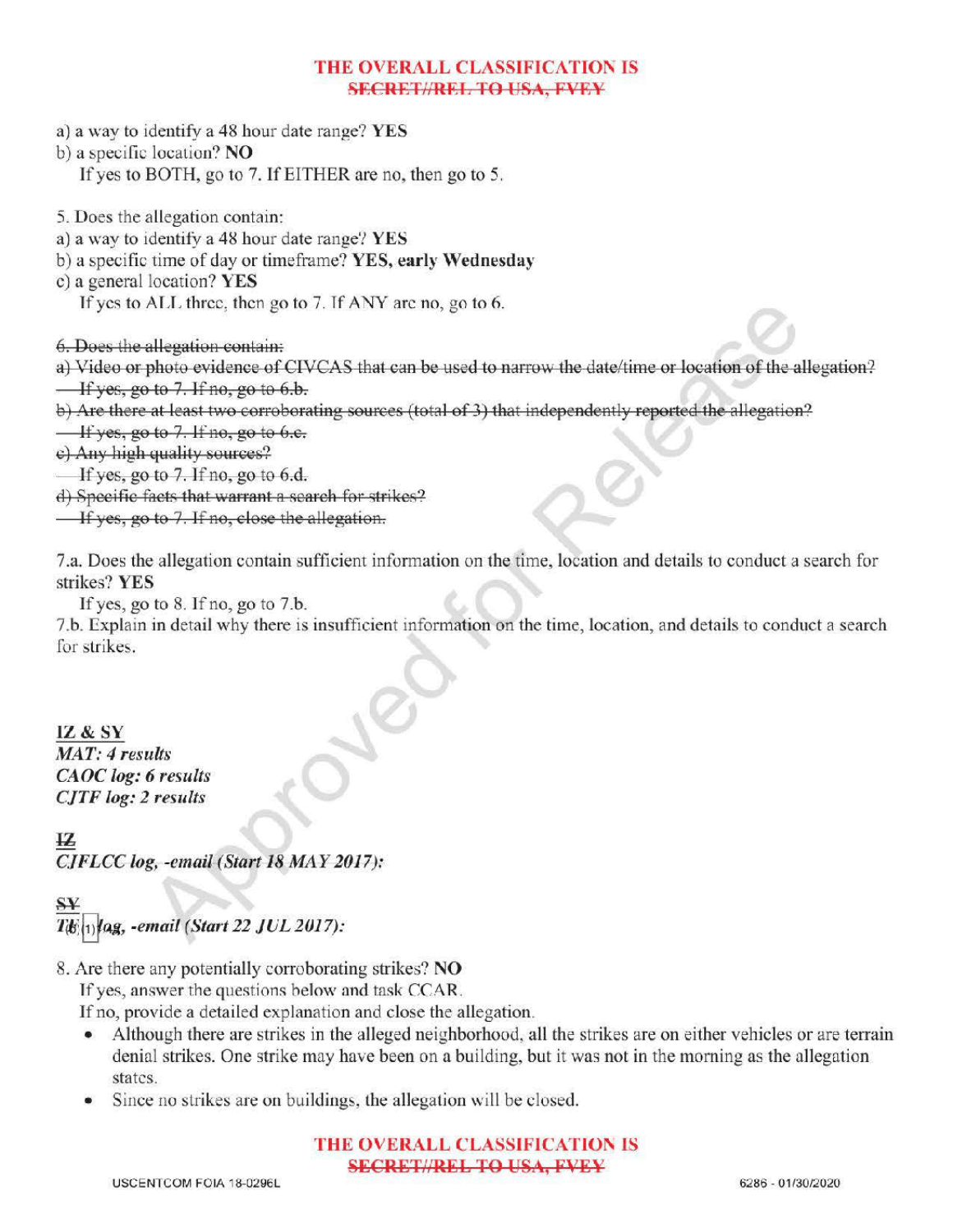THE OVERALL CLASSIFICATION IS ~~SECRET//REL TO USA, FVEY~~

a) a way to identify a 48 hour date range? **YES**
b) a specific location? **NO**
   If yes to BOTH, go to 7. If EITHER are no, then go to 5.

5. Does the allegation contain:
a) a way to identify a 48 hour date range? **YES**
b) a specific time of day or timeframe? **YES, early Wednesday**
c) a general location? **YES**
   If yes to ALL three, then go to 7. If ANY are no, go to 6.

~~6. Does the allegation contain:~~
~~a) Video or photo evidence of CIVCAS that can be used to narrow the date/time or location of the allegation?~~
~~If yes, go to 7. If no, go to 6.b.~~
~~b) Are there at least two corroborating sources (total of 3) that independently reported the allegation?~~
~~If yes, go to 7. If no, go to 6.c.~~
~~c) Any high quality sources?~~
~~If yes, go to 7. If no, go to 6.d.~~
~~d) Specific facts that warrant a search for strikes?~~
~~If yes, go to 7. If no, close the allegation.~~

7.a. Does the allegation contain sufficient information on the time, location and details to conduct a search for strikes? **YES**
   If yes, go to 8. If no, go to 7.b.
7.b. Explain in detail why there is insufficient information on the time, location, and details to conduct a search for strikes.

**IZ & SY**
***MAT: 4 results***
***CAOC log: 6 results***
***CJTF log: 2 results***

~~**IZ**~~
***CJFLCC log, -email (Start 18 MAY 2017):***

~~**SY**~~
***T(b)(1) log, -email (Start 22 JUL 2017):***

8. Are there any potentially corroborating strikes? **NO**
   If yes, answer the questions below and task CCAR.
   If no, provide a detailed explanation and close the allegation.
   - Although there are strikes in the alleged neighborhood, all the strikes are on either vehicles or are terrain denial strikes. One strike may have been on a building, but it was not in the morning as the allegation states.
   - Since no strikes are on buildings, the allegation will be closed.

THE OVERALL CLASSIFICATION IS ~~SECRET//REL TO USA, FVEY~~

USCENTCOM FOIA 18-0296L

6286 - 01/30/2020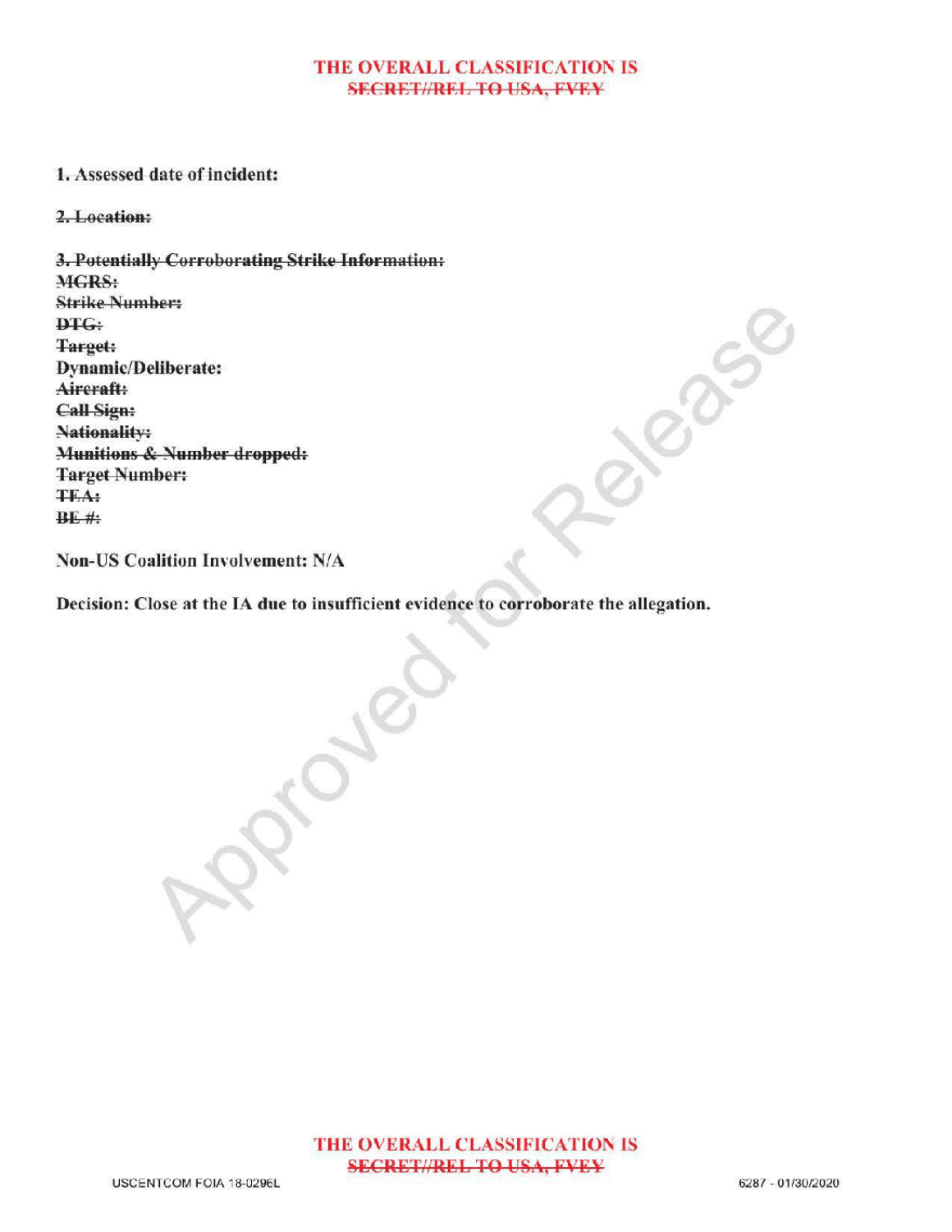THE OVERALL CLASSIFICATION IS
~~SECRET//REL TO USA, FVEY~~

**1. Assessed date of incident:**

~~**2. Location:**~~

~~**3. Potentially Corroborating Strike Information:**~~
~~**MGRS:**~~
~~**Strike Number:**~~
~~**DTG:**~~
~~**Target:**~~
**Dynamic/Deliberate:**
~~**Aircraft:**~~
~~**Call Sign:**~~
~~**Nationality:**~~
~~**Munitions & Number dropped:**~~
~~**Target Number:**~~
~~**TEA:**~~
~~**BE #:**~~

**Non-US Coalition Involvement: N/A**

**Decision: Close at the IA due to insufficient evidence to corroborate the allegation.**

THE OVERALL CLASSIFICATION IS
~~SECRET//REL TO USA, FVEY~~

USCENTCOM FOIA 18-0296L

6287 - 01/30/2020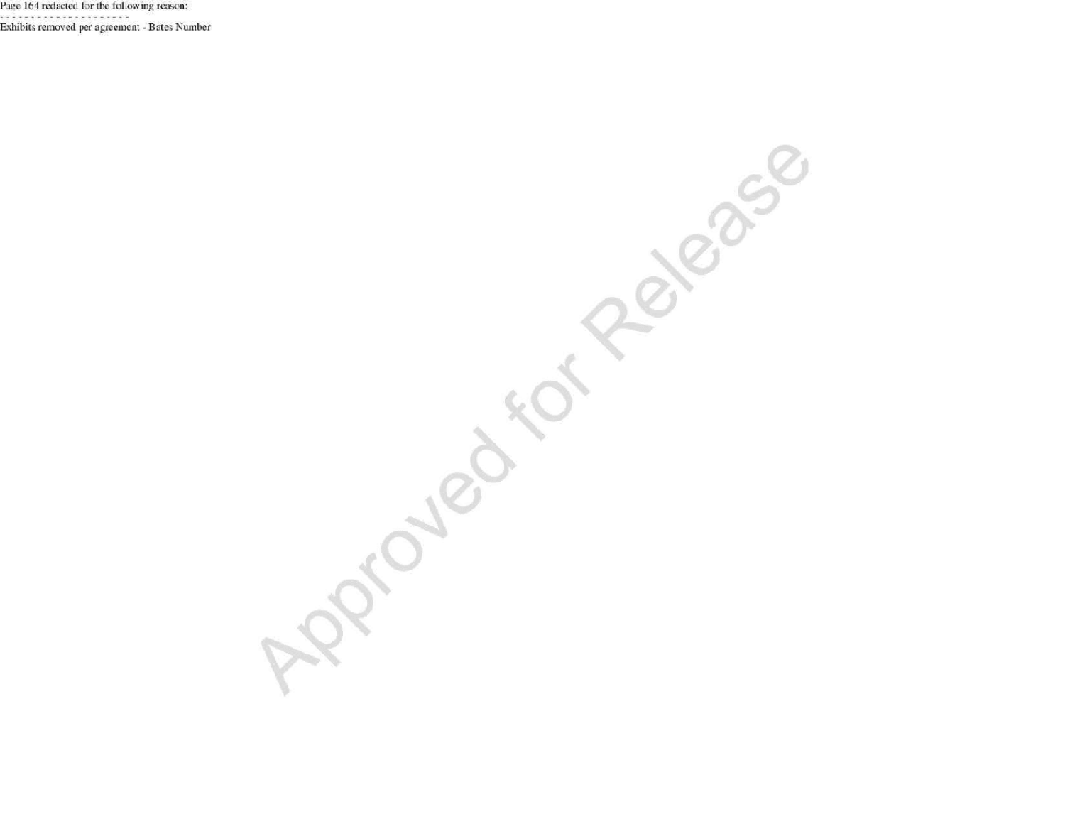Page 164 redacted for the following reason:

- - - - - - - - - - - - - - - - - - - -

Exhibits removed per agreement - Bates Number

Approved for Release